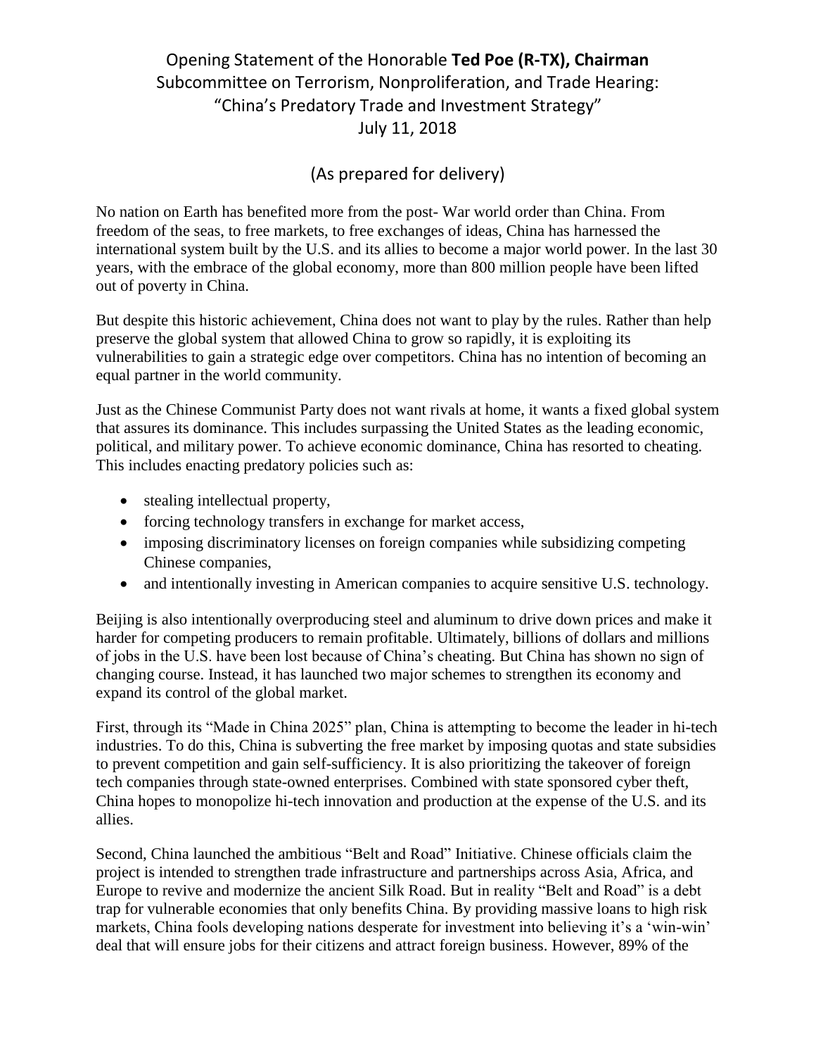# Opening Statement of the Honorable **Ted Poe (R-TX), Chairman**

## Subcommittee on Terrorism, Nonproliferation, and Trade Hearing: "China's Predatory Trade and Investment Strategy"

## July 11, 2018

### (As prepared for delivery)

No nation on Earth has benefited more from the post- War world order than China. From freedom of the seas, to free markets, to free exchanges of ideas, China has harnessed the international system built by the U.S. and its allies to become a major world power. In the last 30 years, with the embrace of the global economy, more than 800 million people have been lifted out of poverty in China.

But despite this historic achievement, China does not want to play by the rules. Rather than help preserve the global system that allowed China to grow so rapidly, it is exploiting its vulnerabilities to gain a strategic edge over competitors. China has no intention of becoming an equal partner in the world community.

Just as the Chinese Communist Party does not want rivals at home, it wants a fixed global system that assures its dominance. This includes surpassing the United States as the leading economic, political, and military power. To achieve economic dominance, China has resorted to cheating. This includes enacting predatory policies such as:

- stealing intellectual property,
- forcing technology transfers in exchange for market access,
- imposing discriminatory licenses on foreign companies while subsidizing competing Chinese companies,
- and intentionally investing in American companies to acquire sensitive U.S. technology.

Beijing is also intentionally overproducing steel and aluminum to drive down prices and make it harder for competing producers to remain profitable. Ultimately, billions of dollars and millions of jobs in the U.S. have been lost because of China's cheating. But China has shown no sign of changing course. Instead, it has launched two major schemes to strengthen its economy and expand its control of the global market.

First, through its "Made in China 2025" plan, China is attempting to become the leader in hi-tech industries. To do this, China is subverting the free market by imposing quotas and state subsidies to prevent competition and gain self-sufficiency. It is also prioritizing the takeover of foreign tech companies through state-owned enterprises. Combined with state sponsored cyber theft, China hopes to monopolize hi-tech innovation and production at the expense of the U.S. and its allies.

Second, China launched the ambitious "Belt and Road" Initiative. Chinese officials claim the project is intended to strengthen trade infrastructure and partnerships across Asia, Africa, and Europe to revive and modernize the ancient Silk Road. But in reality "Belt and Road" is a debt trap for vulnerable economies that only benefits China. By providing massive loans to high risk markets, China fools developing nations desperate for investment into believing it's a 'win-win' deal that will ensure jobs for their citizens and attract foreign business. However, 89% of the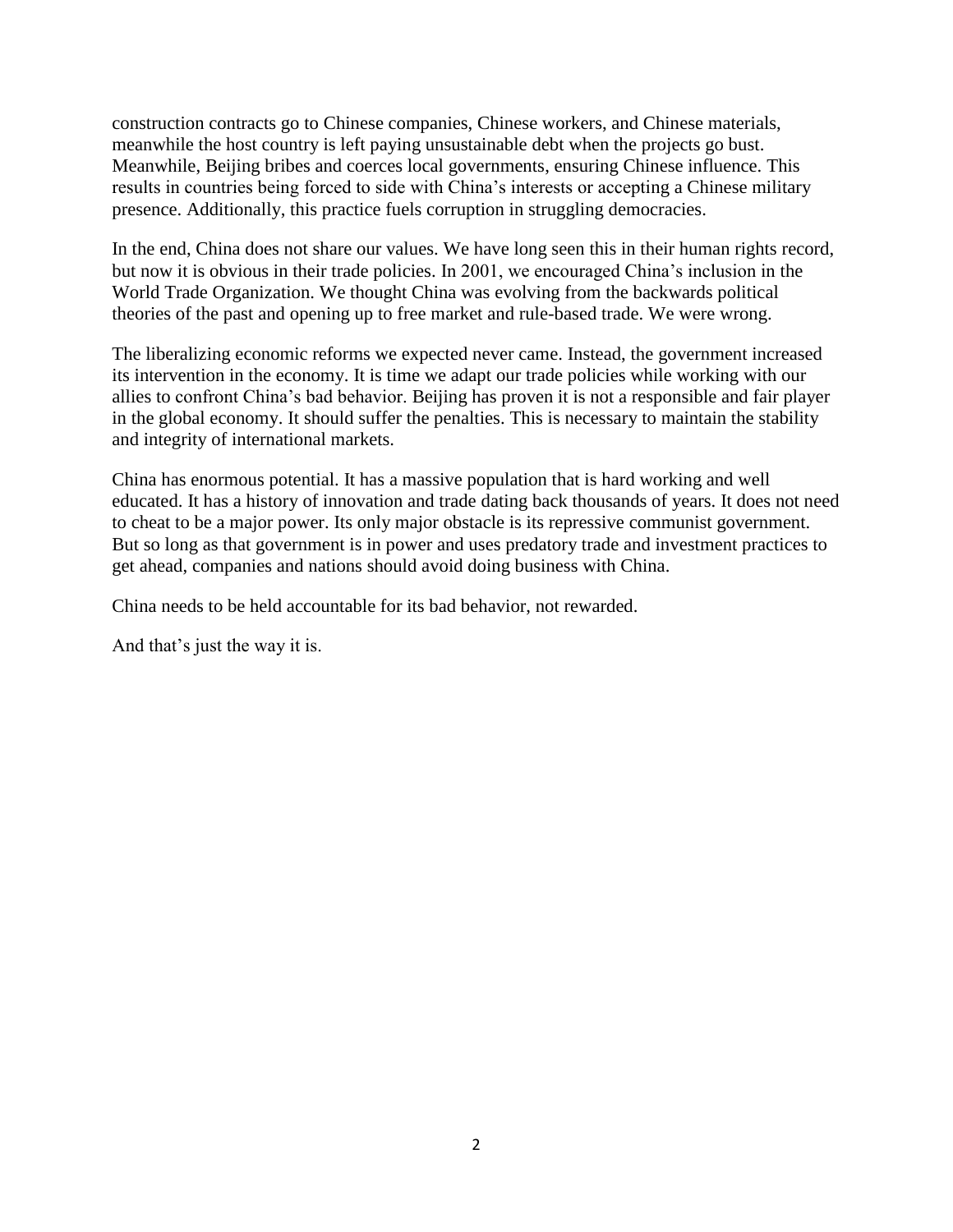construction contracts go to Chinese companies, Chinese workers, and Chinese materials, meanwhile the host country is left paying unsustainable debt when the projects go bust. Meanwhile, Beijing bribes and coerces local governments, ensuring Chinese influence. This results in countries being forced to side with China's interests or accepting a Chinese military presence. Additionally, this practice fuels corruption in struggling democracies.

In the end, China does not share our values. We have long seen this in their human rights record, but now it is obvious in their trade policies. In 2001, we encouraged China's inclusion in the World Trade Organization. We thought China was evolving from the backwards political theories of the past and opening up to free market and rule-based trade. We were wrong.

The liberalizing economic reforms we expected never came. Instead, the government increased its intervention in the economy. It is time we adapt our trade policies while working with our allies to confront China's bad behavior. Beijing has proven it is not a responsible and fair player in the global economy. It should suffer the penalties. This is necessary to maintain the stability and integrity of international markets.

China has enormous potential. It has a massive population that is hard working and well educated. It has a history of innovation and trade dating back thousands of years. It does not need to cheat to be a major power. Its only major obstacle is its repressive communist government. But so long as that government is in power and uses predatory trade and investment practices to get ahead, companies and nations should avoid doing business with China.

China needs to be held accountable for its bad behavior, not rewarded.

And that's just the way it is.